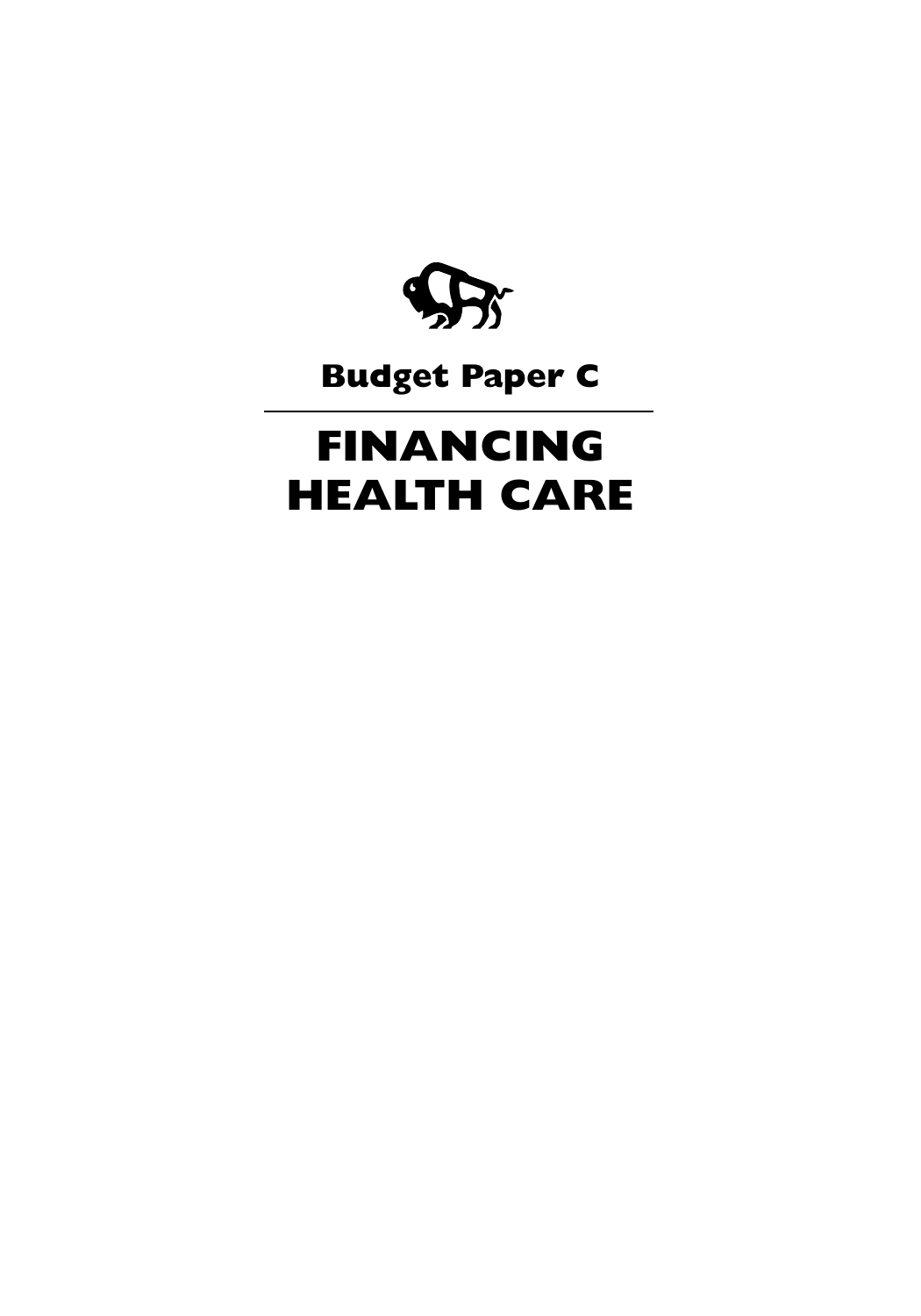# Budget Paper C

# FINANCING HEALTH CARE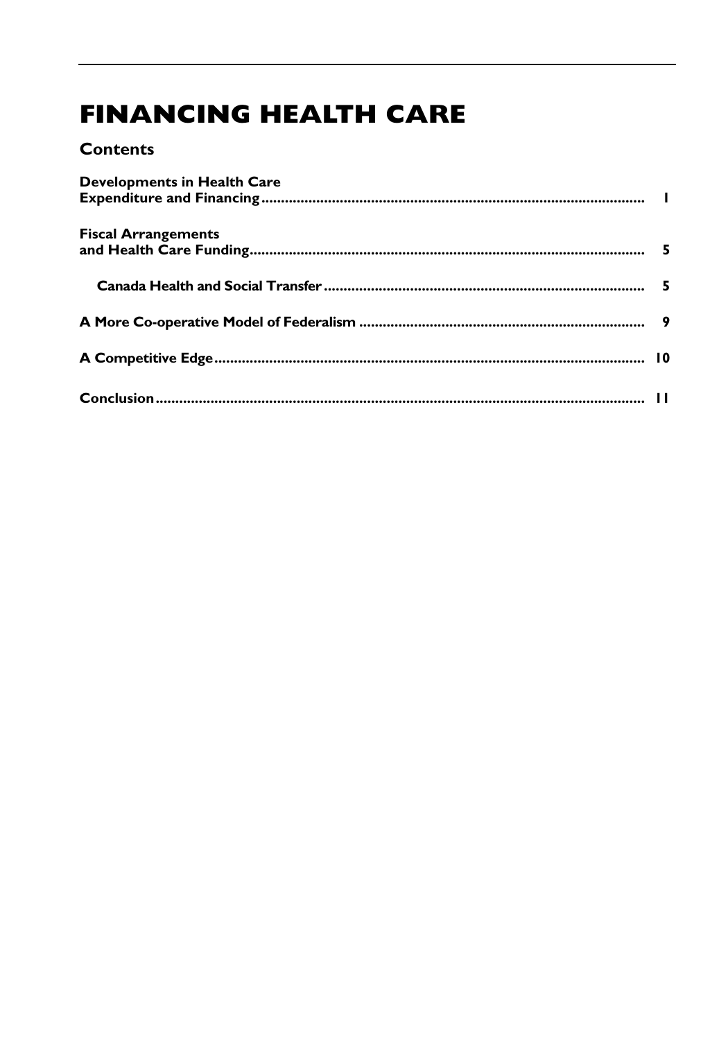# FINANCING HEALTH CARE

## Contents

Developments in Health Care Expenditure and Financing ........ 1

Fiscal Arrangements and Health Care Funding ........ 5

- Canada Health and Social Transfer ........ 5

A More Co-operative Model of Federalism ........ 9

A Competitive Edge ........ 10

Conclusion ........ 11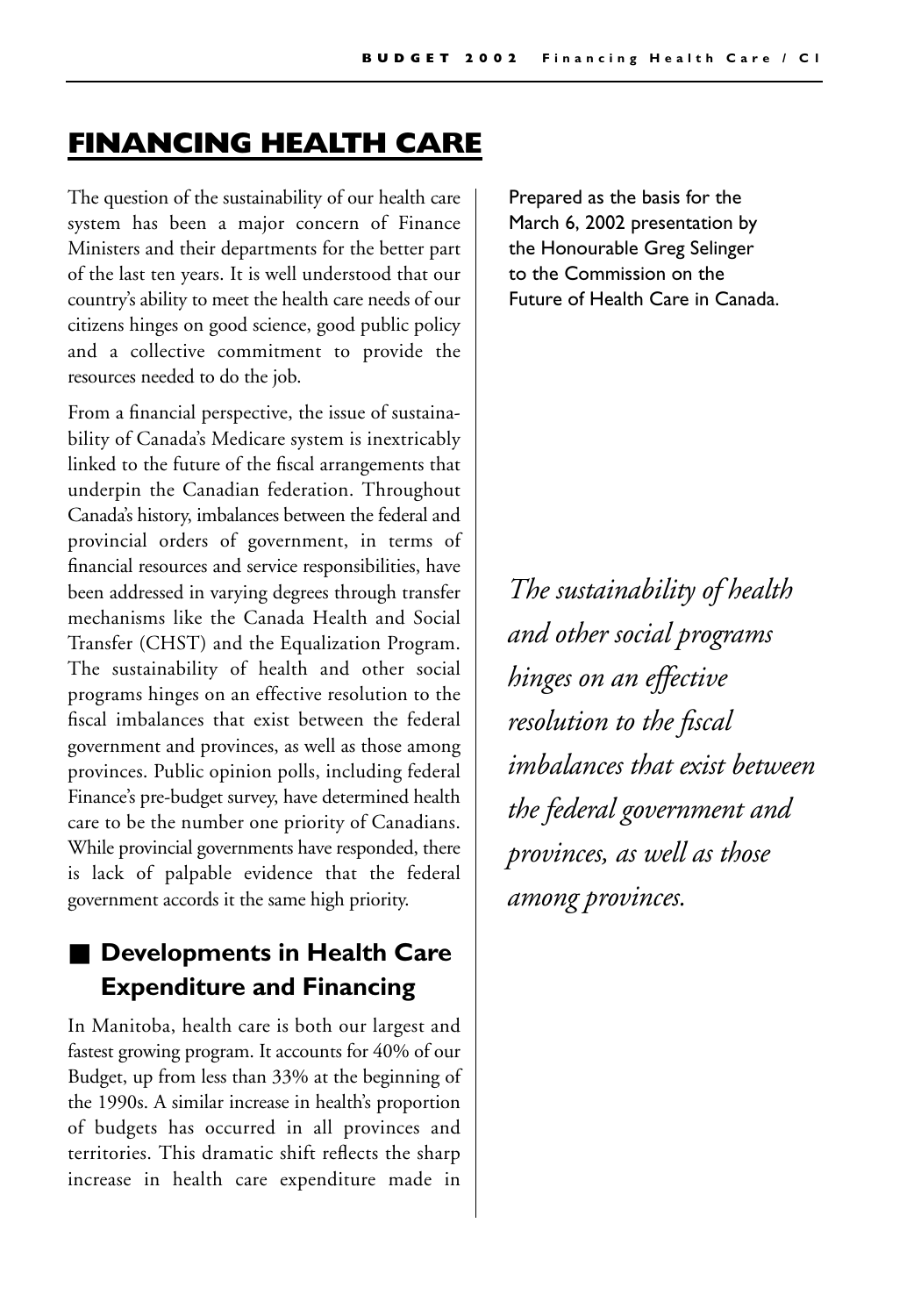# FINANCING HEALTH CARE

Prepared as the basis for the March 6, 2002 presentation by the Honourable Greg Selinger to the Commission on the Future of Health Care in Canada.

The question of the sustainability of our health care system has been a major concern of Finance Ministers and their departments for the better part of the last ten years. It is well understood that our country's ability to meet the health care needs of our citizens hinges on good science, good public policy and a collective commitment to provide the resources needed to do the job.

From a financial perspective, the issue of sustainability of Canada's Medicare system is inextricably linked to the future of the fiscal arrangements that underpin the Canadian federation. Throughout Canada's history, imbalances between the federal and provincial orders of government, in terms of financial resources and service responsibilities, have been addressed in varying degrees through transfer mechanisms like the Canada Health and Social Transfer (CHST) and the Equalization Program. The sustainability of health and other social programs hinges on an effective resolution to the fiscal imbalances that exist between the federal government and provinces, as well as those among provinces. Public opinion polls, including federal Finance's pre-budget survey, have determined health care to be the number one priority of Canadians. While provincial governments have responded, there is lack of palpable evidence that the federal government accords it the same high priority.

*The sustainability of health and other social programs hinges on an effective resolution to the fiscal imbalances that exist between the federal government and provinces, as well as those among provinces.*

## Developments in Health Care Expenditure and Financing

In Manitoba, health care is both our largest and fastest growing program. It accounts for 40% of our Budget, up from less than 33% at the beginning of the 1990s. A similar increase in health's proportion of budgets has occurred in all provinces and territories. This dramatic shift reflects the sharp increase in health care expenditure made in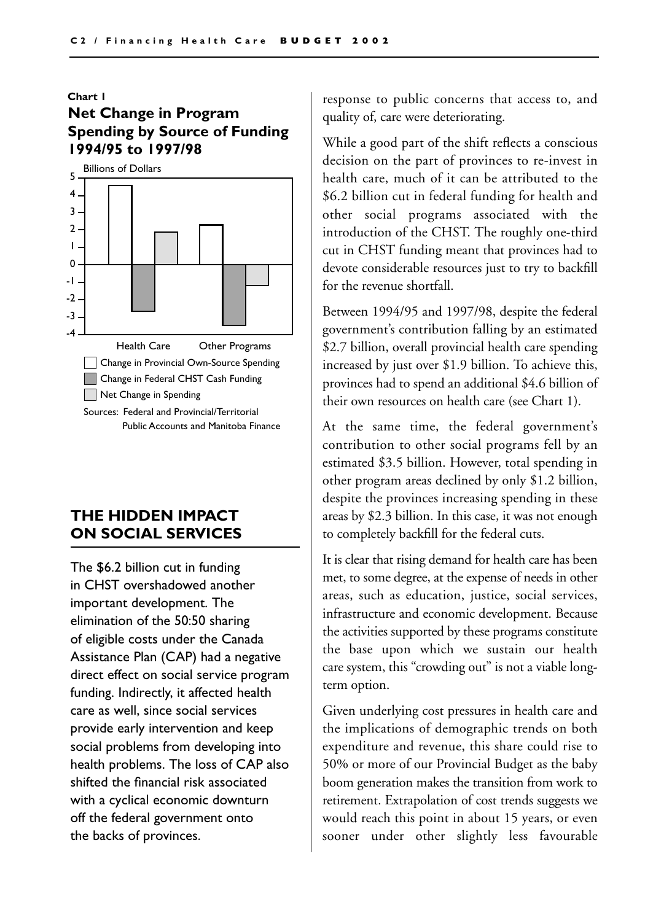**Chart 1**

### Net Change in Program Spending by Source of Funding 1994/95 to 1997/98

Billions of Dollars

Health Care | Other Programs

- Change in Provincial Own-Source Spending
- Change in Federal CHST Cash Funding
- Net Change in Spending

Sources: Federal and Provincial/Territorial Public Accounts and Manitoba Finance

## THE HIDDEN IMPACT ON SOCIAL SERVICES

The $6.2 billion cut in funding in CHST overshadowed another important development. The elimination of the 50:50 sharing of eligible costs under the Canada Assistance Plan (CAP) had a negative direct effect on social service program funding. Indirectly, it affected health care as well, since social services provide early intervention and keep social problems from developing into health problems. The loss of CAP also shifted the financial risk associated with a cyclical economic downturn off the federal government onto the backs of provinces.

response to public concerns that access to, and quality of, care were deteriorating.

While a good part of the shift reflects a conscious decision on the part of provinces to re-invest in health care, much of it can be attributed to the $6.2 billion cut in federal funding for health and other social programs associated with the introduction of the CHST. The roughly one-third cut in CHST funding meant that provinces had to devote considerable resources just to try to backfill for the revenue shortfall.

Between 1994/95 and 1997/98, despite the federal government's contribution falling by an estimated $2.7 billion, overall provincial health care spending increased by just over $1.9 billion. To achieve this, provinces had to spend an additional $4.6 billion of their own resources on health care (see Chart 1).

At the same time, the federal government's contribution to other social programs fell by an estimated $3.5 billion. However, total spending in other program areas declined by only $1.2 billion, despite the provinces increasing spending in these areas by $2.3 billion. In this case, it was not enough to completely backfill for the federal cuts.

It is clear that rising demand for health care has been met, to some degree, at the expense of needs in other areas, such as education, justice, social services, infrastructure and economic development. Because the activities supported by these programs constitute the base upon which we sustain our health care system, this "crowding out" is not a viable long-term option.

Given underlying cost pressures in health care and the implications of demographic trends on both expenditure and revenue, this share could rise to 50% or more of our Provincial Budget as the baby boom generation makes the transition from work to retirement. Extrapolation of cost trends suggests we would reach this point in about 15 years, or even sooner under other slightly less favourable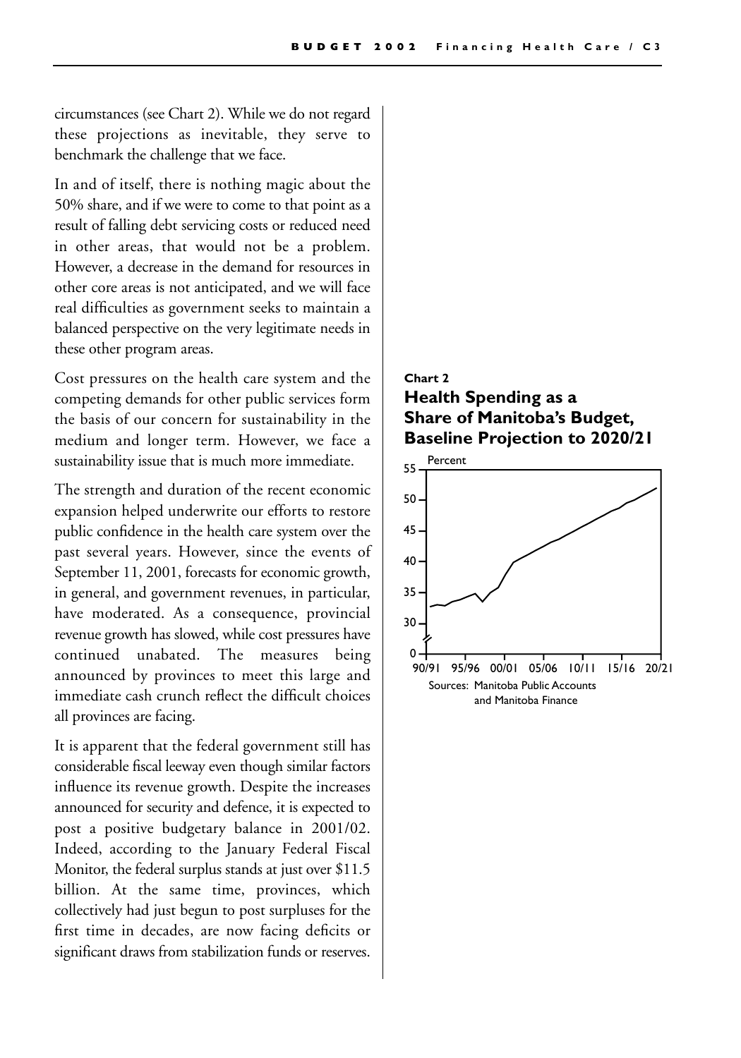circumstances (see Chart 2). While we do not regard these projections as inevitable, they serve to benchmark the challenge that we face.

In and of itself, there is nothing magic about the 50% share, and if we were to come to that point as a result of falling debt servicing costs or reduced need in other areas, that would not be a problem. However, a decrease in the demand for resources in other core areas is not anticipated, and we will face real difficulties as government seeks to maintain a balanced perspective on the very legitimate needs in these other program areas.

Cost pressures on the health care system and the competing demands for other public services form the basis of our concern for sustainability in the medium and longer term. However, we face a sustainability issue that is much more immediate.

The strength and duration of the recent economic expansion helped underwrite our efforts to restore public confidence in the health care system over the past several years. However, since the events of September 11, 2001, forecasts for economic growth, in general, and government revenues, in particular, have moderated. As a consequence, provincial revenue growth has slowed, while cost pressures have continued unabated. The measures being announced by provinces to meet this large and immediate cash crunch reflect the difficult choices all provinces are facing.

It is apparent that the federal government still has considerable fiscal leeway even though similar factors influence its revenue growth. Despite the increases announced for security and defence, it is expected to post a positive budgetary balance in 2001/02. Indeed, according to the January Federal Fiscal Monitor, the federal surplus stands at just over $11.5 billion. At the same time, provinces, which collectively had just begun to post surpluses for the first time in decades, are now facing deficits or significant draws from stabilization funds or reserves.

**Chart 2**

### Health Spending as a Share of Manitoba's Budget, Baseline Projection to 2020/21

Sources: Manitoba Public Accounts and Manitoba Finance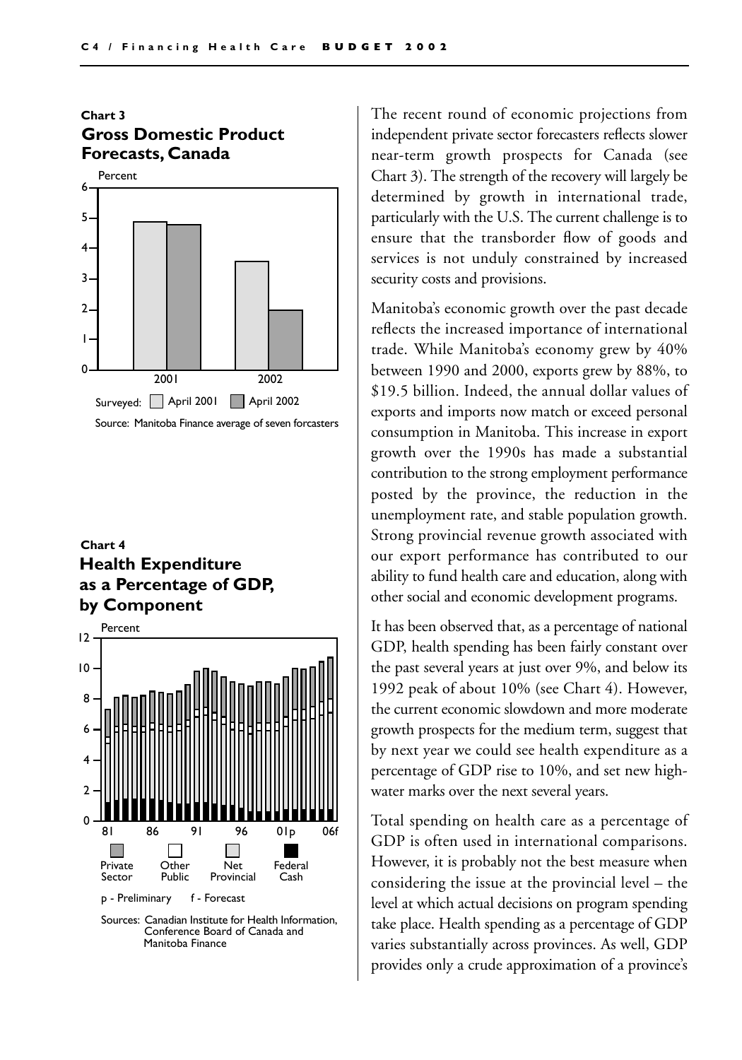**Chart 3**
**Gross Domestic Product Forecasts, Canada**

Surveyed: April 2001, April 2002

Source: Manitoba Finance average of seven forcasters

**Chart 4**
**Health Expenditure as a Percentage of GDP, by Component**

Private Sector, Other Public, Net Provincial, Federal Cash

p - Preliminary f - Forecast

Sources: Canadian Institute for Health Information, Conference Board of Canada and Manitoba Finance

The recent round of economic projections from independent private sector forecasters reflects slower near-term growth prospects for Canada (see Chart 3). The strength of the recovery will largely be determined by growth in international trade, particularly with the U.S. The current challenge is to ensure that the transborder flow of goods and services is not unduly constrained by increased security costs and provisions.

Manitoba's economic growth over the past decade reflects the increased importance of international trade. While Manitoba's economy grew by 40% between 1990 and 2000, exports grew by 88%, to $19.5 billion. Indeed, the annual dollar values of exports and imports now match or exceed personal consumption in Manitoba. This increase in export growth over the 1990s has made a substantial contribution to the strong employment performance posted by the province, the reduction in the unemployment rate, and stable population growth. Strong provincial revenue growth associated with our export performance has contributed to our ability to fund health care and education, along with other social and economic development programs.

It has been observed that, as a percentage of national GDP, health spending has been fairly constant over the past several years at just over 9%, and below its 1992 peak of about 10% (see Chart 4). However, the current economic slowdown and more moderate growth prospects for the medium term, suggest that by next year we could see health expenditure as a percentage of GDP rise to 10%, and set new high-water marks over the next several years.

Total spending on health care as a percentage of GDP is often used in international comparisons. However, it is probably not the best measure when considering the issue at the provincial level – the level at which actual decisions on program spending take place. Health spending as a percentage of GDP varies substantially across provinces. As well, GDP provides only a crude approximation of a province's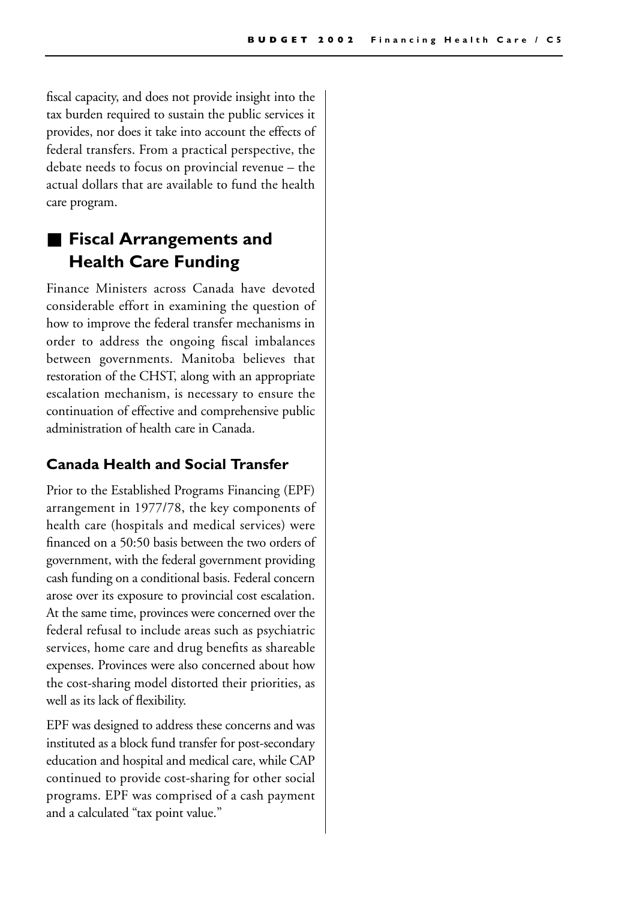fiscal capacity, and does not provide insight into the tax burden required to sustain the public services it provides, nor does it take into account the effects of federal transfers. From a practical perspective, the debate needs to focus on provincial revenue – the actual dollars that are available to fund the health care program.

## Fiscal Arrangements and Health Care Funding

Finance Ministers across Canada have devoted considerable effort in examining the question of how to improve the federal transfer mechanisms in order to address the ongoing fiscal imbalances between governments. Manitoba believes that restoration of the CHST, along with an appropriate escalation mechanism, is necessary to ensure the continuation of effective and comprehensive public administration of health care in Canada.

### Canada Health and Social Transfer

Prior to the Established Programs Financing (EPF) arrangement in 1977/78, the key components of health care (hospitals and medical services) were financed on a 50:50 basis between the two orders of government, with the federal government providing cash funding on a conditional basis. Federal concern arose over its exposure to provincial cost escalation. At the same time, provinces were concerned over the federal refusal to include areas such as psychiatric services, home care and drug benefits as shareable expenses. Provinces were also concerned about how the cost-sharing model distorted their priorities, as well as its lack of flexibility.

EPF was designed to address these concerns and was instituted as a block fund transfer for post-secondary education and hospital and medical care, while CAP continued to provide cost-sharing for other social programs. EPF was comprised of a cash payment and a calculated "tax point value."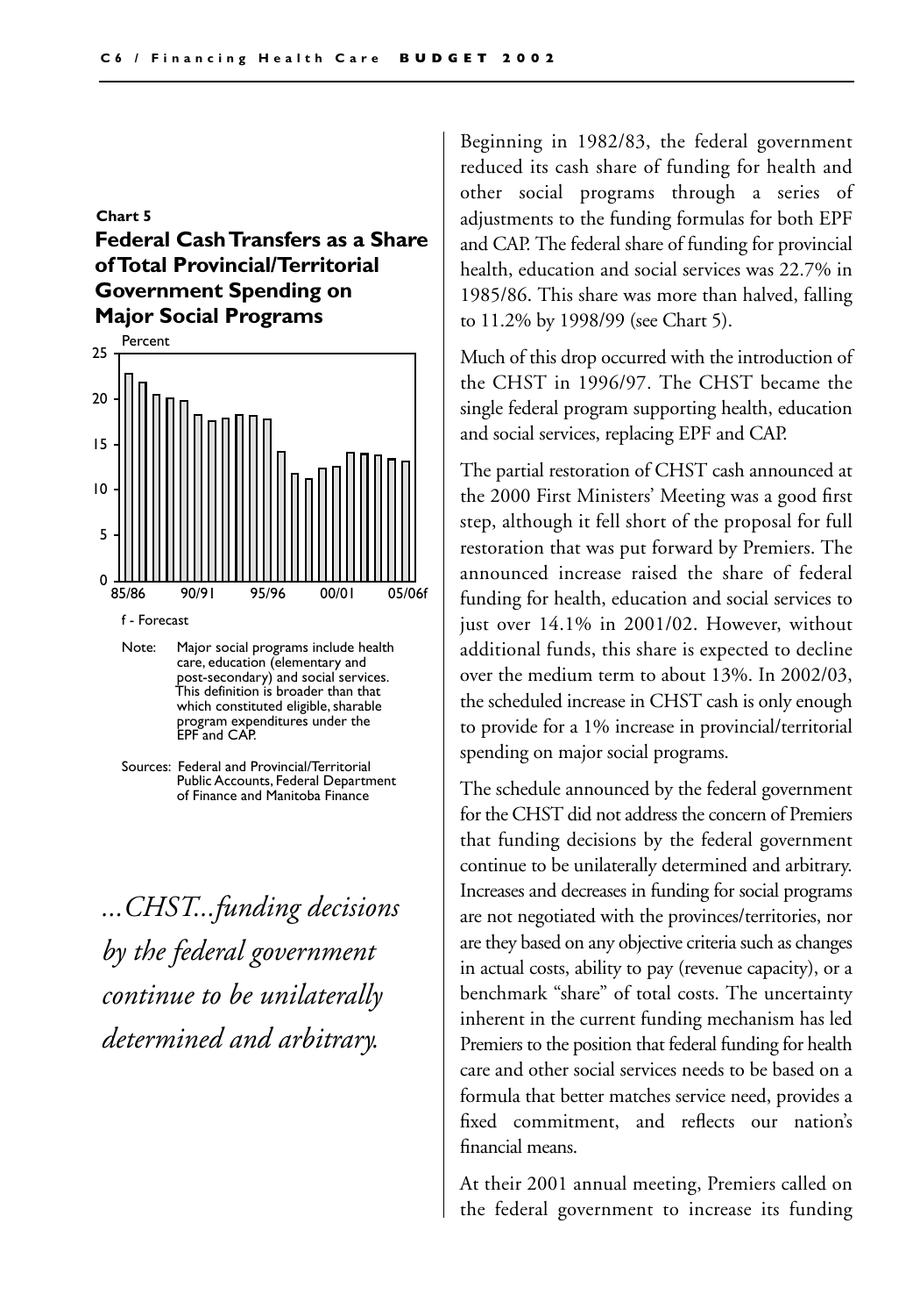**Chart 5**

### Federal Cash Transfers as a Share of Total Provincial/Territorial Government Spending on Major Social Programs

Percent

f - Forecast

Note: Major social programs include health care, education (elementary and post-secondary) and social services. This definition is broader than that which constituted eligible, sharable program expenditures under the EPF and CAP.

Sources: Federal and Provincial/Territorial Public Accounts, Federal Department of Finance and Manitoba Finance

*...CHST...funding decisions by the federal government continue to be unilaterally determined and arbitrary.*

Beginning in 1982/83, the federal government reduced its cash share of funding for health and other social programs through a series of adjustments to the funding formulas for both EPF and CAP. The federal share of funding for provincial health, education and social services was 22.7% in 1985/86. This share was more than halved, falling to 11.2% by 1998/99 (see Chart 5).

Much of this drop occurred with the introduction of the CHST in 1996/97. The CHST became the single federal program supporting health, education and social services, replacing EPF and CAP.

The partial restoration of CHST cash announced at the 2000 First Ministers' Meeting was a good first step, although it fell short of the proposal for full restoration that was put forward by Premiers. The announced increase raised the share of federal funding for health, education and social services to just over 14.1% in 2001/02. However, without additional funds, this share is expected to decline over the medium term to about 13%. In 2002/03, the scheduled increase in CHST cash is only enough to provide for a 1% increase in provincial/territorial spending on major social programs.

The schedule announced by the federal government for the CHST did not address the concern of Premiers that funding decisions by the federal government continue to be unilaterally determined and arbitrary. Increases and decreases in funding for social programs are not negotiated with the provinces/territories, nor are they based on any objective criteria such as changes in actual costs, ability to pay (revenue capacity), or a benchmark "share" of total costs. The uncertainty inherent in the current funding mechanism has led Premiers to the position that federal funding for health care and other social services needs to be based on a formula that better matches service need, provides a fixed commitment, and reflects our nation's financial means.

At their 2001 annual meeting, Premiers called on the federal government to increase its funding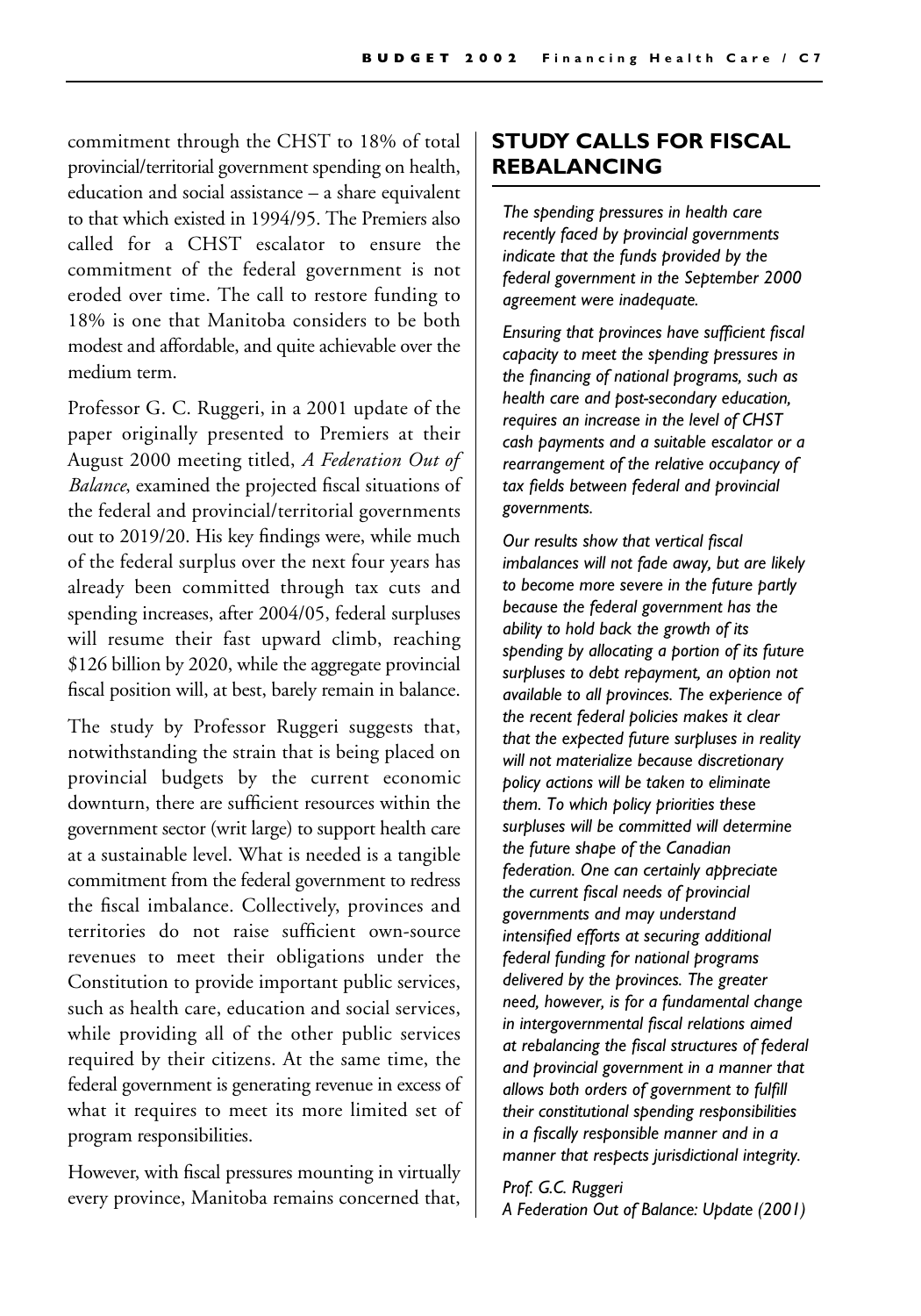commitment through the CHST to 18% of total provincial/territorial government spending on health, education and social assistance – a share equivalent to that which existed in 1994/95. The Premiers also called for a CHST escalator to ensure the commitment of the federal government is not eroded over time. The call to restore funding to 18% is one that Manitoba considers to be both modest and affordable, and quite achievable over the medium term.

Professor G. C. Ruggeri, in a 2001 update of the paper originally presented to Premiers at their August 2000 meeting titled, *A Federation Out of Balance*, examined the projected fiscal situations of the federal and provincial/territorial governments out to 2019/20. His key findings were, while much of the federal surplus over the next four years has already been committed through tax cuts and spending increases, after 2004/05, federal surpluses will resume their fast upward climb, reaching \$126 billion by 2020, while the aggregate provincial fiscal position will, at best, barely remain in balance.

The study by Professor Ruggeri suggests that, notwithstanding the strain that is being placed on provincial budgets by the current economic downturn, there are sufficient resources within the government sector (writ large) to support health care at a sustainable level. What is needed is a tangible commitment from the federal government to redress the fiscal imbalance. Collectively, provinces and territories do not raise sufficient own-source revenues to meet their obligations under the Constitution to provide important public services, such as health care, education and social services, while providing all of the other public services required by their citizens. At the same time, the federal government is generating revenue in excess of what it requires to meet its more limited set of program responsibilities.

However, with fiscal pressures mounting in virtually every province, Manitoba remains concerned that,

## STUDY CALLS FOR FISCAL REBALANCING

*The spending pressures in health care recently faced by provincial governments indicate that the funds provided by the federal government in the September 2000 agreement were inadequate.*

*Ensuring that provinces have sufficient fiscal capacity to meet the spending pressures in the financing of national programs, such as health care and post-secondary education, requires an increase in the level of CHST cash payments and a suitable escalator or a rearrangement of the relative occupancy of tax fields between federal and provincial governments.*

*Our results show that vertical fiscal imbalances will not fade away, but are likely to become more severe in the future partly because the federal government has the ability to hold back the growth of its spending by allocating a portion of its future surpluses to debt repayment, an option not available to all provinces. The experience of the recent federal policies makes it clear that the expected future surpluses in reality will not materialize because discretionary policy actions will be taken to eliminate them. To which policy priorities these surpluses will be committed will determine the future shape of the Canadian federation. One can certainly appreciate the current fiscal needs of provincial governments and may understand intensified efforts at securing additional federal funding for national programs delivered by the provinces. The greater need, however, is for a fundamental change in intergovernmental fiscal relations aimed at rebalancing the fiscal structures of federal and provincial government in a manner that allows both orders of government to fulfill their constitutional spending responsibilities in a fiscally responsible manner and in a manner that respects jurisdictional integrity.*

*Prof. G.C. Ruggeri*
*A Federation Out of Balance: Update (2001)*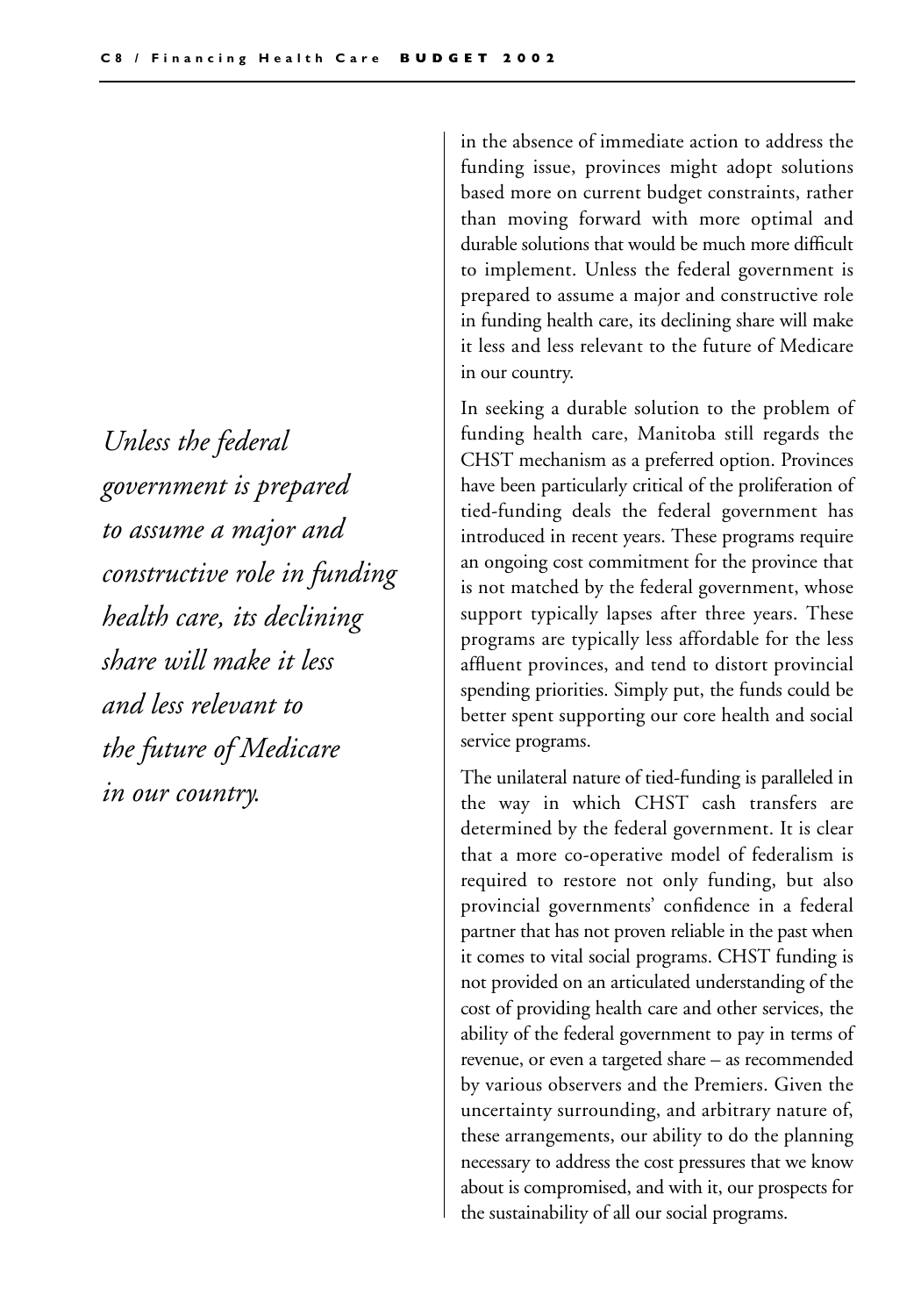*Unless the federal government is prepared to assume a major and constructive role in funding health care, its declining share will make it less and less relevant to the future of Medicare in our country.*

in the absence of immediate action to address the funding issue, provinces might adopt solutions based more on current budget constraints, rather than moving forward with more optimal and durable solutions that would be much more difficult to implement. Unless the federal government is prepared to assume a major and constructive role in funding health care, its declining share will make it less and less relevant to the future of Medicare in our country.

In seeking a durable solution to the problem of funding health care, Manitoba still regards the CHST mechanism as a preferred option. Provinces have been particularly critical of the proliferation of tied-funding deals the federal government has introduced in recent years. These programs require an ongoing cost commitment for the province that is not matched by the federal government, whose support typically lapses after three years. These programs are typically less affordable for the less affluent provinces, and tend to distort provincial spending priorities. Simply put, the funds could be better spent supporting our core health and social service programs.

The unilateral nature of tied-funding is paralleled in the way in which CHST cash transfers are determined by the federal government. It is clear that a more co-operative model of federalism is required to restore not only funding, but also provincial governments' confidence in a federal partner that has not proven reliable in the past when it comes to vital social programs. CHST funding is not provided on an articulated understanding of the cost of providing health care and other services, the ability of the federal government to pay in terms of revenue, or even a targeted share – as recommended by various observers and the Premiers. Given the uncertainty surrounding, and arbitrary nature of, these arrangements, our ability to do the planning necessary to address the cost pressures that we know about is compromised, and with it, our prospects for the sustainability of all our social programs.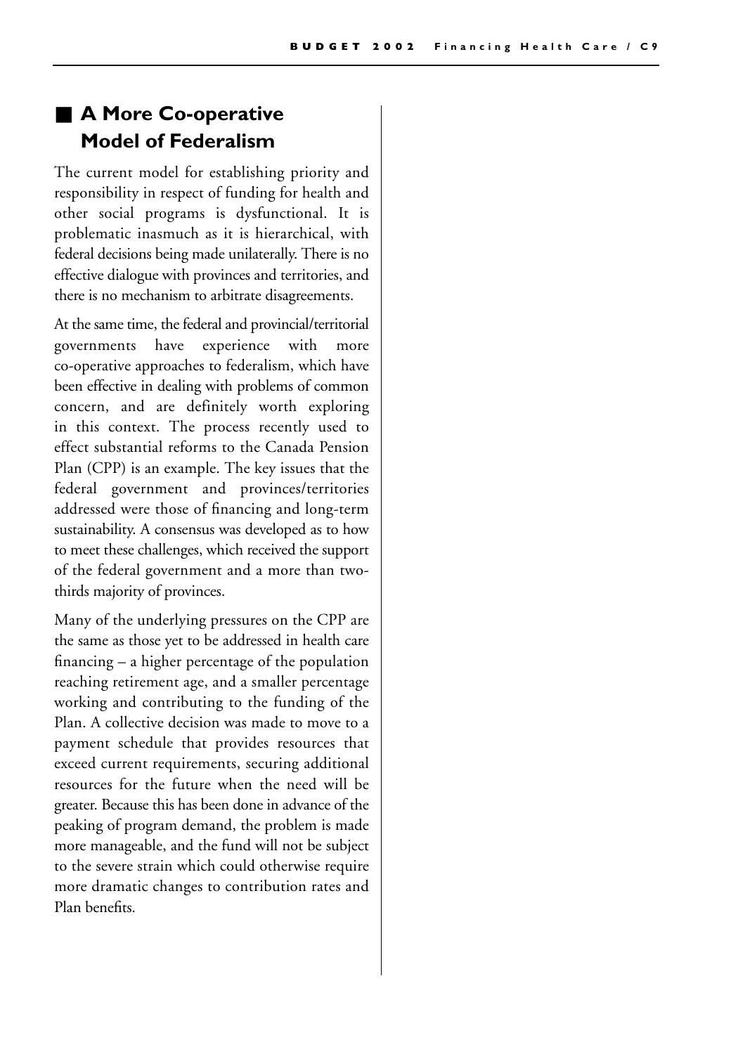## A More Co-operative Model of Federalism

The current model for establishing priority and responsibility in respect of funding for health and other social programs is dysfunctional. It is problematic inasmuch as it is hierarchical, with federal decisions being made unilaterally. There is no effective dialogue with provinces and territories, and there is no mechanism to arbitrate disagreements.

At the same time, the federal and provincial/territorial governments have experience with more co-operative approaches to federalism, which have been effective in dealing with problems of common concern, and are definitely worth exploring in this context. The process recently used to effect substantial reforms to the Canada Pension Plan (CPP) is an example. The key issues that the federal government and provinces/territories addressed were those of financing and long-term sustainability. A consensus was developed as to how to meet these challenges, which received the support of the federal government and a more than two-thirds majority of provinces.

Many of the underlying pressures on the CPP are the same as those yet to be addressed in health care financing – a higher percentage of the population reaching retirement age, and a smaller percentage working and contributing to the funding of the Plan. A collective decision was made to move to a payment schedule that provides resources that exceed current requirements, securing additional resources for the future when the need will be greater. Because this has been done in advance of the peaking of program demand, the problem is made more manageable, and the fund will not be subject to the severe strain which could otherwise require more dramatic changes to contribution rates and Plan benefits.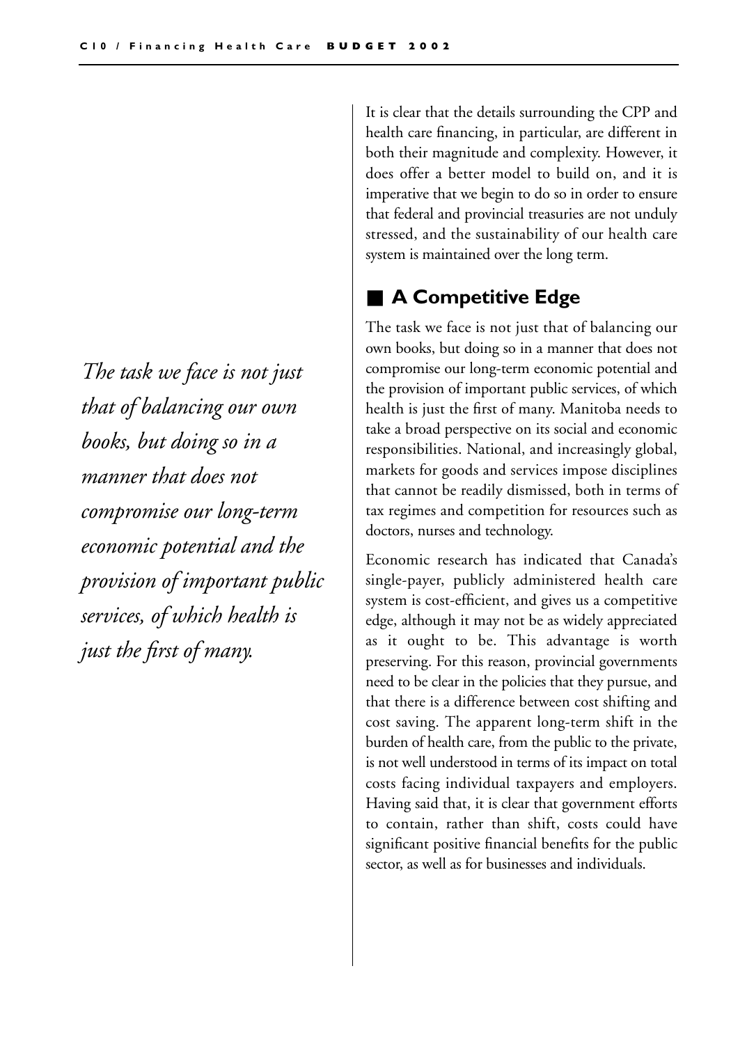It is clear that the details surrounding the CPP and health care financing, in particular, are different in both their magnitude and complexity. However, it does offer a better model to build on, and it is imperative that we begin to do so in order to ensure that federal and provincial treasuries are not unduly stressed, and the sustainability of our health care system is maintained over the long term.

*The task we face is not just that of balancing our own books, but doing so in a manner that does not compromise our long-term economic potential and the provision of important public services, of which health is just the first of many.*

## A Competitive Edge

The task we face is not just that of balancing our own books, but doing so in a manner that does not compromise our long-term economic potential and the provision of important public services, of which health is just the first of many. Manitoba needs to take a broad perspective on its social and economic responsibilities. National, and increasingly global, markets for goods and services impose disciplines that cannot be readily dismissed, both in terms of tax regimes and competition for resources such as doctors, nurses and technology.

Economic research has indicated that Canada's single-payer, publicly administered health care system is cost-efficient, and gives us a competitive edge, although it may not be as widely appreciated as it ought to be. This advantage is worth preserving. For this reason, provincial governments need to be clear in the policies that they pursue, and that there is a difference between cost shifting and cost saving. The apparent long-term shift in the burden of health care, from the public to the private, is not well understood in terms of its impact on total costs facing individual taxpayers and employers. Having said that, it is clear that government efforts to contain, rather than shift, costs could have significant positive financial benefits for the public sector, as well as for businesses and individuals.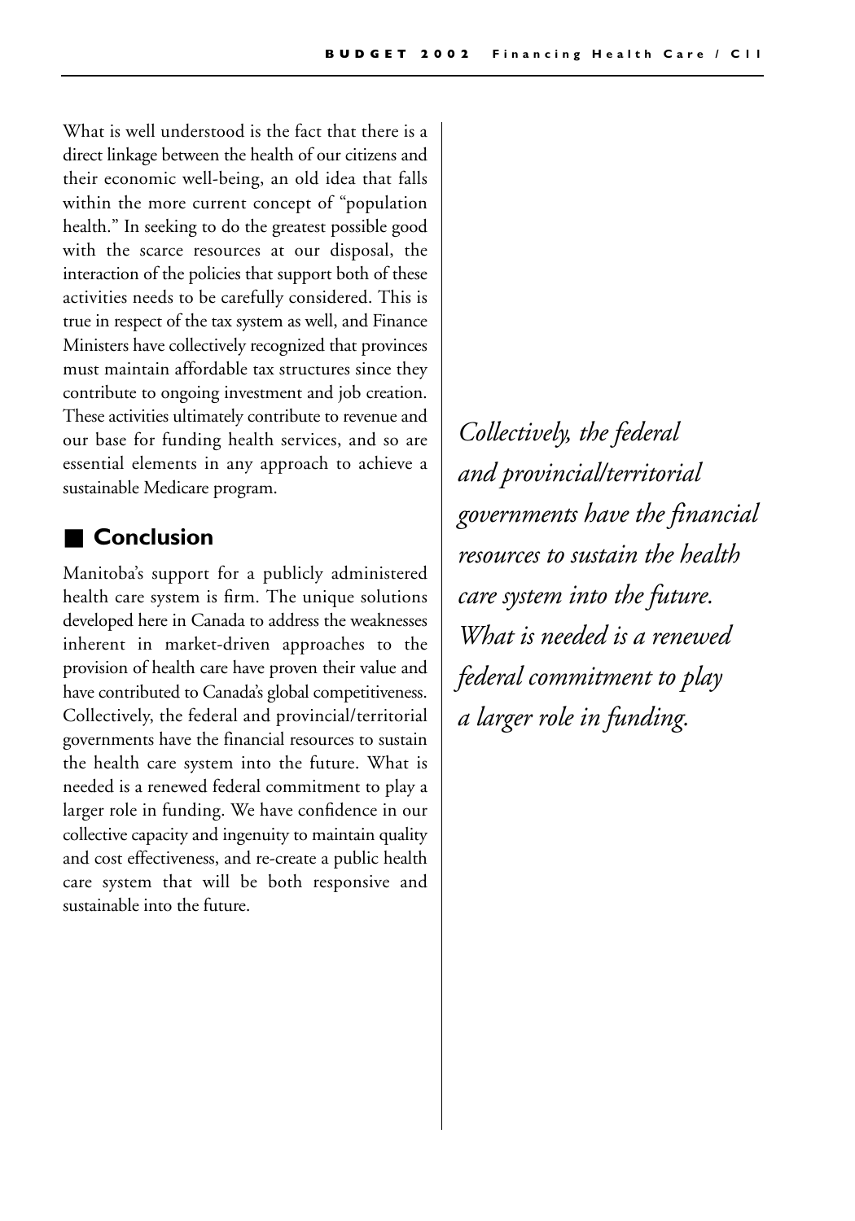What is well understood is the fact that there is a direct linkage between the health of our citizens and their economic well-being, an old idea that falls within the more current concept of "population health." In seeking to do the greatest possible good with the scarce resources at our disposal, the interaction of the policies that support both of these activities needs to be carefully considered. This is true in respect of the tax system as well, and Finance Ministers have collectively recognized that provinces must maintain affordable tax structures since they contribute to ongoing investment and job creation. These activities ultimately contribute to revenue and our base for funding health services, and so are essential elements in any approach to achieve a sustainable Medicare program.

## Conclusion

Manitoba's support for a publicly administered health care system is firm. The unique solutions developed here in Canada to address the weaknesses inherent in market-driven approaches to the provision of health care have proven their value and have contributed to Canada's global competitiveness. Collectively, the federal and provincial/territorial governments have the financial resources to sustain the health care system into the future. What is needed is a renewed federal commitment to play a larger role in funding. We have confidence in our collective capacity and ingenuity to maintain quality and cost effectiveness, and re-create a public health care system that will be both responsive and sustainable into the future.

*Collectively, the federal and provincial/territorial governments have the financial resources to sustain the health care system into the future. What is needed is a renewed federal commitment to play a larger role in funding.*